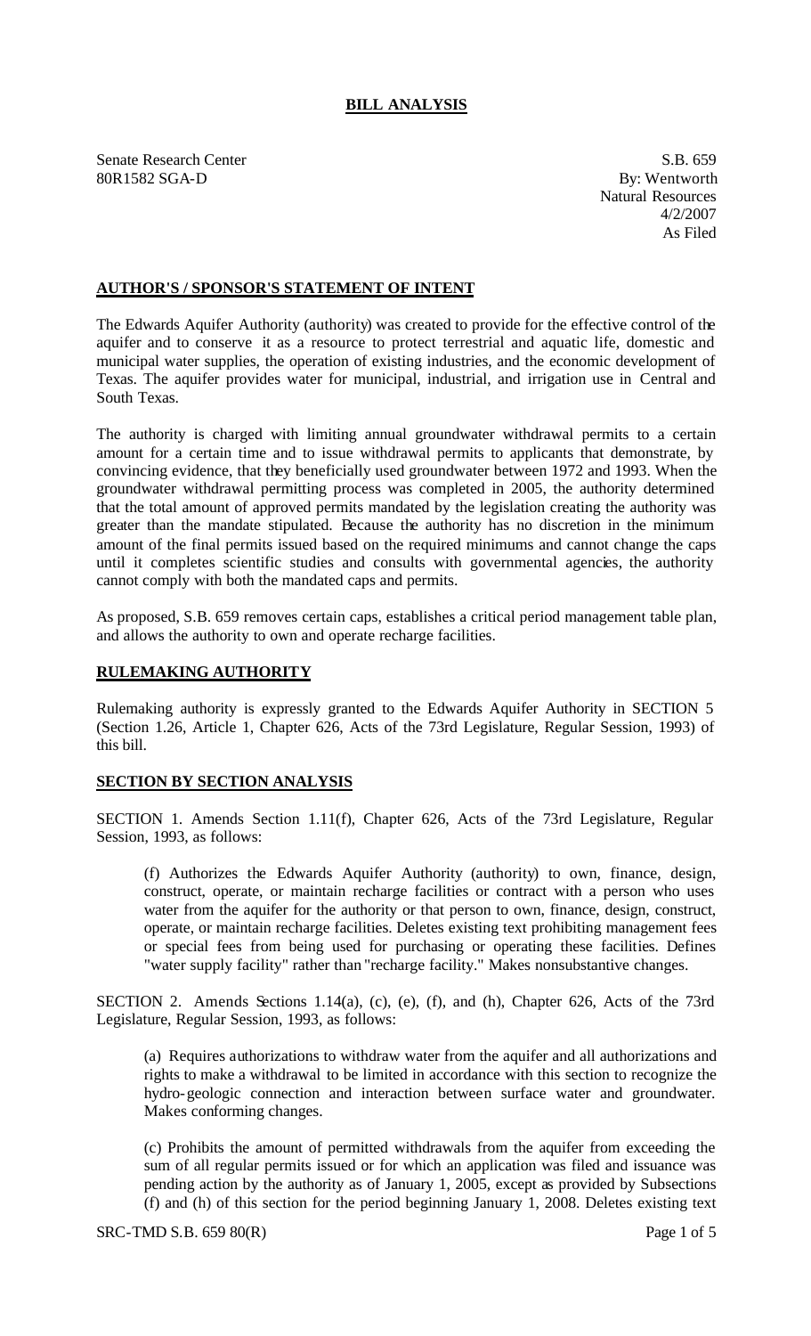# BILL ANALYSIS

Senate Research Center
80R1582 SGA-D

S.B. 659
By: Wentworth
Natural Resources
4/2/2007
As Filed

## AUTHOR'S / SPONSOR'S STATEMENT OF INTENT

The Edwards Aquifer Authority (authority) was created to provide for the effective control of the aquifer and to conserve it as a resource to protect terrestrial and aquatic life, domestic and municipal water supplies, the operation of existing industries, and the economic development of Texas. The aquifer provides water for municipal, industrial, and irrigation use in Central and South Texas.

The authority is charged with limiting annual groundwater withdrawal permits to a certain amount for a certain time and to issue withdrawal permits to applicants that demonstrate, by convincing evidence, that they beneficially used groundwater between 1972 and 1993. When the groundwater withdrawal permitting process was completed in 2005, the authority determined that the total amount of approved permits mandated by the legislation creating the authority was greater than the mandate stipulated. Because the authority has no discretion in the minimum amount of the final permits issued based on the required minimums and cannot change the caps until it completes scientific studies and consults with governmental agencies, the authority cannot comply with both the mandated caps and permits.

As proposed, S.B. 659 removes certain caps, establishes a critical period management table plan, and allows the authority to own and operate recharge facilities.

## RULEMAKING AUTHORITY

Rulemaking authority is expressly granted to the Edwards Aquifer Authority in SECTION 5 (Section 1.26, Article 1, Chapter 626, Acts of the 73rd Legislature, Regular Session, 1993) of this bill.

## SECTION BY SECTION ANALYSIS

SECTION 1. Amends Section 1.11(f), Chapter 626, Acts of the 73rd Legislature, Regular Session, 1993, as follows:

(f) Authorizes the Edwards Aquifer Authority (authority) to own, finance, design, construct, operate, or maintain recharge facilities or contract with a person who uses water from the aquifer for the authority or that person to own, finance, design, construct, operate, or maintain recharge facilities. Deletes existing text prohibiting management fees or special fees from being used for purchasing or operating these facilities. Defines "water supply facility" rather than "recharge facility." Makes nonsubstantive changes.

SECTION 2. Amends Sections 1.14(a), (c), (e), (f), and (h), Chapter 626, Acts of the 73rd Legislature, Regular Session, 1993, as follows:

(a) Requires authorizations to withdraw water from the aquifer and all authorizations and rights to make a withdrawal to be limited in accordance with this section to recognize the hydro-geologic connection and interaction between surface water and groundwater. Makes conforming changes.

(c) Prohibits the amount of permitted withdrawals from the aquifer from exceeding the sum of all regular permits issued or for which an application was filed and issuance was pending action by the authority as of January 1, 2005, except as provided by Subsections (f) and (h) of this section for the period beginning January 1, 2008. Deletes existing text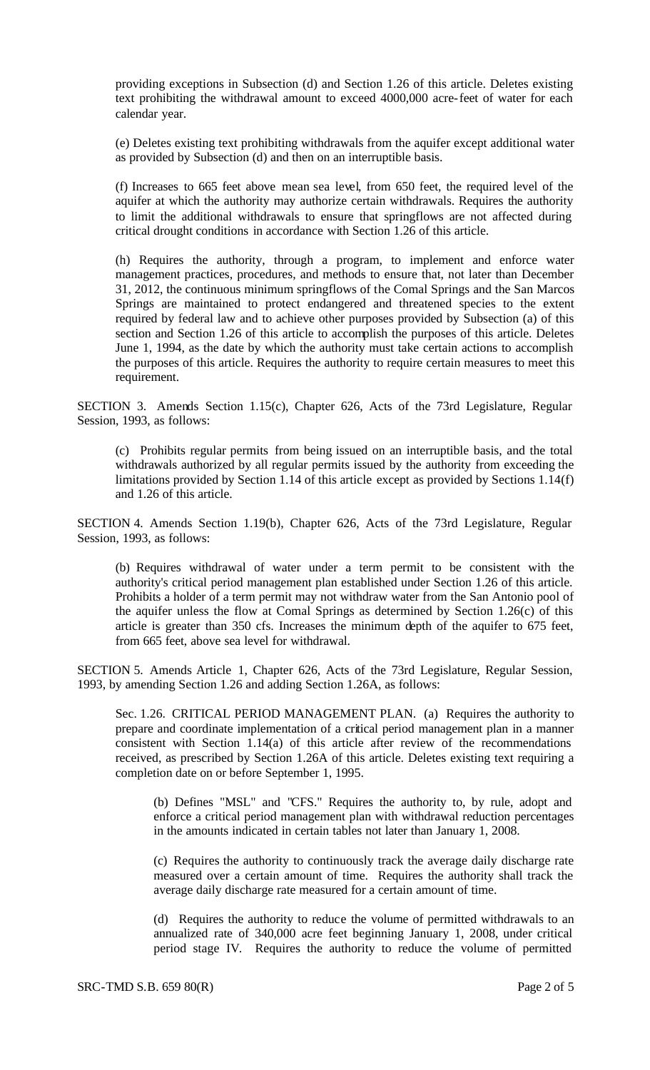providing exceptions in Subsection (d) and Section 1.26 of this article. Deletes existing text prohibiting the withdrawal amount to exceed 4000,000 acre-feet of water for each calendar year.

(e) Deletes existing text prohibiting withdrawals from the aquifer except additional water as provided by Subsection (d) and then on an interruptible basis.

(f) Increases to 665 feet above mean sea level, from 650 feet, the required level of the aquifer at which the authority may authorize certain withdrawals. Requires the authority to limit the additional withdrawals to ensure that springflows are not affected during critical drought conditions in accordance with Section 1.26 of this article.

(h) Requires the authority, through a program, to implement and enforce water management practices, procedures, and methods to ensure that, not later than December 31, 2012, the continuous minimum springflows of the Comal Springs and the San Marcos Springs are maintained to protect endangered and threatened species to the extent required by federal law and to achieve other purposes provided by Subsection (a) of this section and Section 1.26 of this article to accomplish the purposes of this article. Deletes June 1, 1994, as the date by which the authority must take certain actions to accomplish the purposes of this article. Requires the authority to require certain measures to meet this requirement.

SECTION 3. Amends Section 1.15(c), Chapter 626, Acts of the 73rd Legislature, Regular Session, 1993, as follows:

(c) Prohibits regular permits from being issued on an interruptible basis, and the total withdrawals authorized by all regular permits issued by the authority from exceeding the limitations provided by Section 1.14 of this article except as provided by Sections 1.14(f) and 1.26 of this article.

SECTION 4. Amends Section 1.19(b), Chapter 626, Acts of the 73rd Legislature, Regular Session, 1993, as follows:

(b) Requires withdrawal of water under a term permit to be consistent with the authority's critical period management plan established under Section 1.26 of this article. Prohibits a holder of a term permit may not withdraw water from the San Antonio pool of the aquifer unless the flow at Comal Springs as determined by Section 1.26(c) of this article is greater than 350 cfs. Increases the minimum depth of the aquifer to 675 feet, from 665 feet, above sea level for withdrawal.

SECTION 5. Amends Article 1, Chapter 626, Acts of the 73rd Legislature, Regular Session, 1993, by amending Section 1.26 and adding Section 1.26A, as follows:

Sec. 1.26. CRITICAL PERIOD MANAGEMENT PLAN. (a) Requires the authority to prepare and coordinate implementation of a critical period management plan in a manner consistent with Section 1.14(a) of this article after review of the recommendations received, as prescribed by Section 1.26A of this article. Deletes existing text requiring a completion date on or before September 1, 1995.

(b) Defines "MSL" and "CFS." Requires the authority to, by rule, adopt and enforce a critical period management plan with withdrawal reduction percentages in the amounts indicated in certain tables not later than January 1, 2008.

(c) Requires the authority to continuously track the average daily discharge rate measured over a certain amount of time. Requires the authority shall track the average daily discharge rate measured for a certain amount of time.

(d) Requires the authority to reduce the volume of permitted withdrawals to an annualized rate of 340,000 acre feet beginning January 1, 2008, under critical period stage IV. Requires the authority to reduce the volume of permitted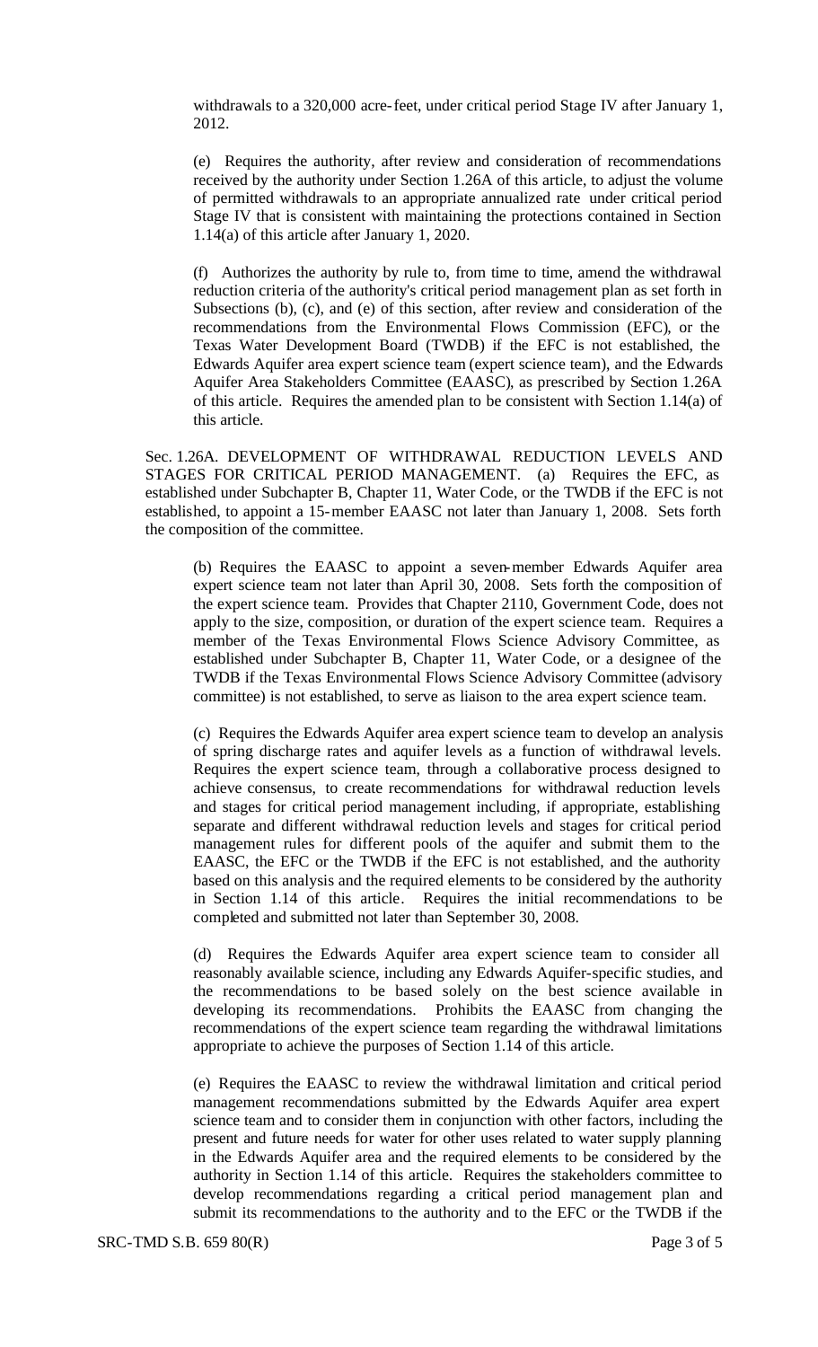withdrawals to a 320,000 acre-feet, under critical period Stage IV after January 1, 2012.

(e) Requires the authority, after review and consideration of recommendations received by the authority under Section 1.26A of this article, to adjust the volume of permitted withdrawals to an appropriate annualized rate under critical period Stage IV that is consistent with maintaining the protections contained in Section 1.14(a) of this article after January 1, 2020.

(f) Authorizes the authority by rule to, from time to time, amend the withdrawal reduction criteria of the authority's critical period management plan as set forth in Subsections (b), (c), and (e) of this section, after review and consideration of the recommendations from the Environmental Flows Commission (EFC), or the Texas Water Development Board (TWDB) if the EFC is not established, the Edwards Aquifer area expert science team (expert science team), and the Edwards Aquifer Area Stakeholders Committee (EAASC), as prescribed by Section 1.26A of this article. Requires the amended plan to be consistent with Section 1.14(a) of this article.

Sec. 1.26A. DEVELOPMENT OF WITHDRAWAL REDUCTION LEVELS AND STAGES FOR CRITICAL PERIOD MANAGEMENT. (a) Requires the EFC, as established under Subchapter B, Chapter 11, Water Code, or the TWDB if the EFC is not established, to appoint a 15-member EAASC not later than January 1, 2008. Sets forth the composition of the committee.

(b) Requires the EAASC to appoint a seven-member Edwards Aquifer area expert science team not later than April 30, 2008. Sets forth the composition of the expert science team. Provides that Chapter 2110, Government Code, does not apply to the size, composition, or duration of the expert science team. Requires a member of the Texas Environmental Flows Science Advisory Committee, as established under Subchapter B, Chapter 11, Water Code, or a designee of the TWDB if the Texas Environmental Flows Science Advisory Committee (advisory committee) is not established, to serve as liaison to the area expert science team.

(c) Requires the Edwards Aquifer area expert science team to develop an analysis of spring discharge rates and aquifer levels as a function of withdrawal levels. Requires the expert science team, through a collaborative process designed to achieve consensus, to create recommendations for withdrawal reduction levels and stages for critical period management including, if appropriate, establishing separate and different withdrawal reduction levels and stages for critical period management rules for different pools of the aquifer and submit them to the EAASC, the EFC or the TWDB if the EFC is not established, and the authority based on this analysis and the required elements to be considered by the authority in Section 1.14 of this article. Requires the initial recommendations to be completed and submitted not later than September 30, 2008.

(d) Requires the Edwards Aquifer area expert science team to consider all reasonably available science, including any Edwards Aquifer-specific studies, and the recommendations to be based solely on the best science available in developing its recommendations. Prohibits the EAASC from changing the recommendations of the expert science team regarding the withdrawal limitations appropriate to achieve the purposes of Section 1.14 of this article.

(e) Requires the EAASC to review the withdrawal limitation and critical period management recommendations submitted by the Edwards Aquifer area expert science team and to consider them in conjunction with other factors, including the present and future needs for water for other uses related to water supply planning in the Edwards Aquifer area and the required elements to be considered by the authority in Section 1.14 of this article. Requires the stakeholders committee to develop recommendations regarding a critical period management plan and submit its recommendations to the authority and to the EFC or the TWDB if the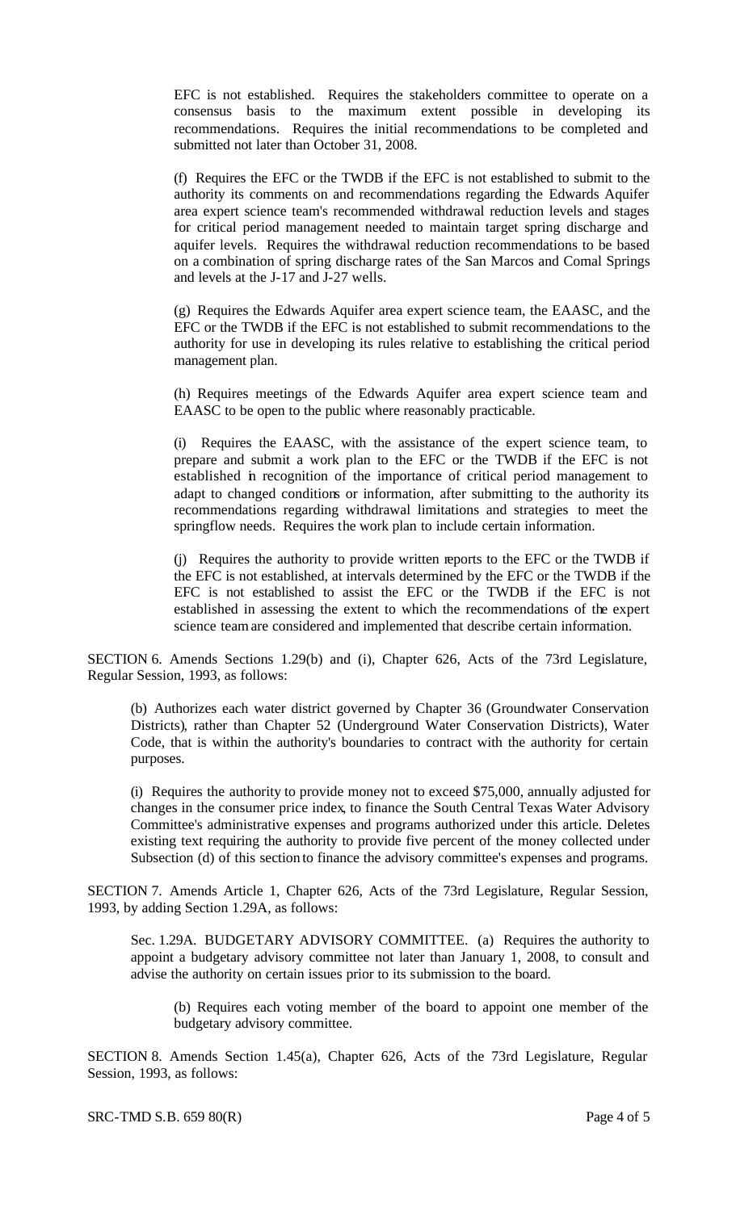EFC is not established. Requires the stakeholders committee to operate on a consensus basis to the maximum extent possible in developing its recommendations. Requires the initial recommendations to be completed and submitted not later than October 31, 2008.

(f) Requires the EFC or the TWDB if the EFC is not established to submit to the authority its comments on and recommendations regarding the Edwards Aquifer area expert science team's recommended withdrawal reduction levels and stages for critical period management needed to maintain target spring discharge and aquifer levels. Requires the withdrawal reduction recommendations to be based on a combination of spring discharge rates of the San Marcos and Comal Springs and levels at the J-17 and J-27 wells.

(g) Requires the Edwards Aquifer area expert science team, the EAASC, and the EFC or the TWDB if the EFC is not established to submit recommendations to the authority for use in developing its rules relative to establishing the critical period management plan.

(h) Requires meetings of the Edwards Aquifer area expert science team and EAASC to be open to the public where reasonably practicable.

(i) Requires the EAASC, with the assistance of the expert science team, to prepare and submit a work plan to the EFC or the TWDB if the EFC is not established in recognition of the importance of critical management to adapt to changed conditions or information, after submitting to the authority its recommendations regarding withdrawal limitations and strategies to meet the springflow needs. Requires the work plan to include certain information.

(j) Requires the authority to provide written reports to the EFC or the TWDB if the EFC is not established, at intervals determined by the EFC or the TWDB if the EFC is not established to assist the EFC or the TWDB if the EFC is not established in assessing the extent to which the recommendations of the expert science team are considered and implemented that describe certain information.

SECTION 6. Amends Sections 1.29(b) and (i), Chapter 626, Acts of the 73rd Legislature, Regular Session, 1993, as follows:

(b) Authorizes each water district governed by Chapter 36 (Groundwater Conservation Districts), rather than Chapter 52 (Underground Water Conservation Districts), Water Code, that is within the authority's boundaries to contract with the authority for certain purposes.

(i) Requires the authority to provide money not to exceed $75,000, annually adjusted for changes in the consumer price index, to finance the South Central Texas Water Advisory Committee's administrative expenses and programs authorized under this article. Deletes existing text requiring the authority to provide five percent of the money collected under Subsection (d) of this section to finance the advisory committee's expenses and programs.

SECTION 7. Amends Article 1, Chapter 626, Acts of the 73rd Legislature, Regular Session, 1993, by adding Section 1.29A, as follows:

Sec. 1.29A. BUDGETARY ADVISORY COMMITTEE. (a) Requires the authority to appoint a budgetary advisory committee not later than January 1, 2008, to consult and advise the authority on certain issues prior to its submission to the board.

(b) Requires each voting member of the board to appoint one member of the budgetary advisory committee.

SECTION 8. Amends Section 1.45(a), Chapter 626, Acts of the 73rd Legislature, Regular Session, 1993, as follows: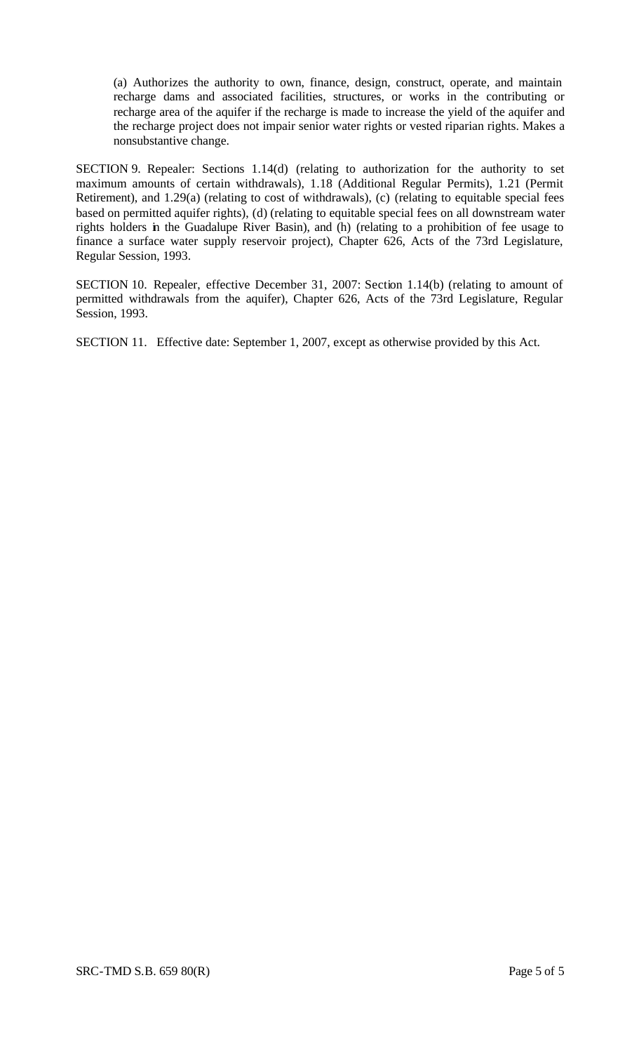(a) Authorizes the authority to own, finance, design, construct, operate, and maintain recharge dams and associated facilities, structures, or works in the contributing or recharge area of the aquifer if the recharge is made to increase the yield of the aquifer and the recharge project does not impair senior water rights or vested riparian rights. Makes a nonsubstantive change.

SECTION 9. Repealer: Sections 1.14(d) (relating to authorization for the authority to set maximum amounts of certain withdrawals), 1.18 (Additional Regular Permits), 1.21 (Permit Retirement), and 1.29(a) (relating to cost of withdrawals), (c) (relating to equitable special fees based on permitted aquifer rights), (d) (relating to equitable special fees on all downstream water rights holders in the Guadalupe River Basin), and (h) (relating to a prohibition of fee usage to finance a surface water supply reservoir project), Chapter 626, Acts of the 73rd Legislature, Regular Session, 1993.

SECTION 10. Repealer, effective December 31, 2007: Section 1.14(b) (relating to amount of permitted withdrawals from the aquifer), Chapter 626, Acts of the 73rd Legislature, Regular Session, 1993.

SECTION 11. Effective date: September 1, 2007, except as otherwise provided by this Act.